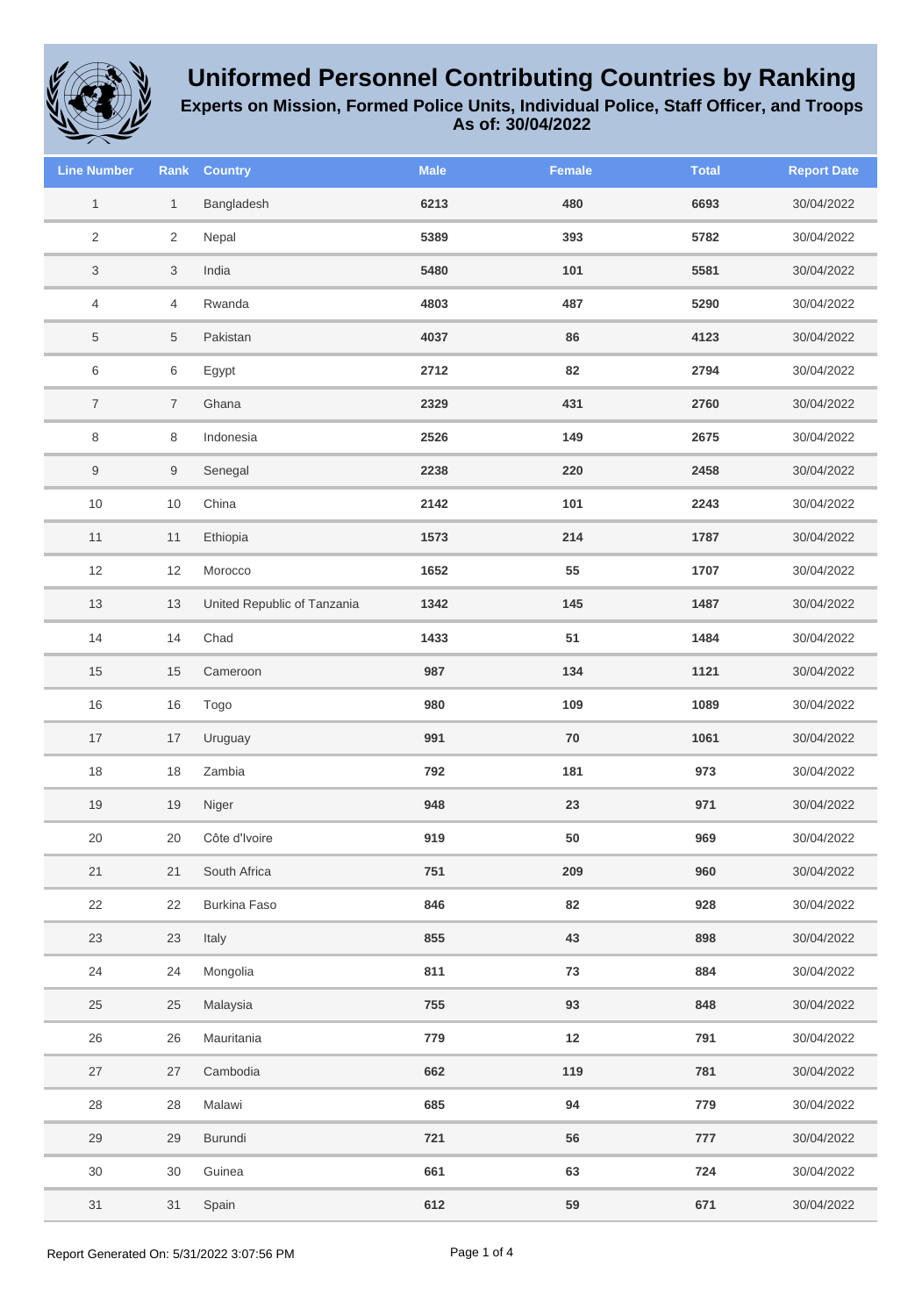# Uniformed Personnel Contributing Countries by Ranking

## Experts on Mission, Formed Police Units, Individual Police, Staff Officer, and Troops

### As of: 30/04/2022

| Line Number | Rank | Country | Male | Female | Total | Report Date |
|---|---|---|---|---|---|---|
| 1 | 1 | Bangladesh | 6213 | 480 | 6693 | 30/04/2022 |
| 2 | 2 | Nepal | 5389 | 393 | 5782 | 30/04/2022 |
| 3 | 3 | India | 5480 | 101 | 5581 | 30/04/2022 |
| 4 | 4 | Rwanda | 4803 | 487 | 5290 | 30/04/2022 |
| 5 | 5 | Pakistan | 4037 | 86 | 4123 | 30/04/2022 |
| 6 | 6 | Egypt | 2712 | 82 | 2794 | 30/04/2022 |
| 7 | 7 | Ghana | 2329 | 431 | 2760 | 30/04/2022 |
| 8 | 8 | Indonesia | 2526 | 149 | 2675 | 30/04/2022 |
| 9 | 9 | Senegal | 2238 | 220 | 2458 | 30/04/2022 |
| 10 | 10 | China | 2142 | 101 | 2243 | 30/04/2022 |
| 11 | 11 | Ethiopia | 1573 | 214 | 1787 | 30/04/2022 |
| 12 | 12 | Morocco | 1652 | 55 | 1707 | 30/04/2022 |
| 13 | 13 | United Republic of Tanzania | 1342 | 145 | 1487 | 30/04/2022 |
| 14 | 14 | Chad | 1433 | 51 | 1484 | 30/04/2022 |
| 15 | 15 | Cameroon | 987 | 134 | 1121 | 30/04/2022 |
| 16 | 16 | Togo | 980 | 109 | 1089 | 30/04/2022 |
| 17 | 17 | Uruguay | 991 | 70 | 1061 | 30/04/2022 |
| 18 | 18 | Zambia | 792 | 181 | 973 | 30/04/2022 |
| 19 | 19 | Niger | 948 | 23 | 971 | 30/04/2022 |
| 20 | 20 | Côte d'Ivoire | 919 | 50 | 969 | 30/04/2022 |
| 21 | 21 | South Africa | 751 | 209 | 960 | 30/04/2022 |
| 22 | 22 | Burkina Faso | 846 | 82 | 928 | 30/04/2022 |
| 23 | 23 | Italy | 855 | 43 | 898 | 30/04/2022 |
| 24 | 24 | Mongolia | 811 | 73 | 884 | 30/04/2022 |
| 25 | 25 | Malaysia | 755 | 93 | 848 | 30/04/2022 |
| 26 | 26 | Mauritania | 779 | 12 | 791 | 30/04/2022 |
| 27 | 27 | Cambodia | 662 | 119 | 781 | 30/04/2022 |
| 28 | 28 | Malawi | 685 | 94 | 779 | 30/04/2022 |
| 29 | 29 | Burundi | 721 | 56 | 777 | 30/04/2022 |
| 30 | 30 | Guinea | 661 | 63 | 724 | 30/04/2022 |
| 31 | 31 | Spain | 612 | 59 | 671 | 30/04/2022 |

Report Generated On: 5/31/2022 3:07:56 PM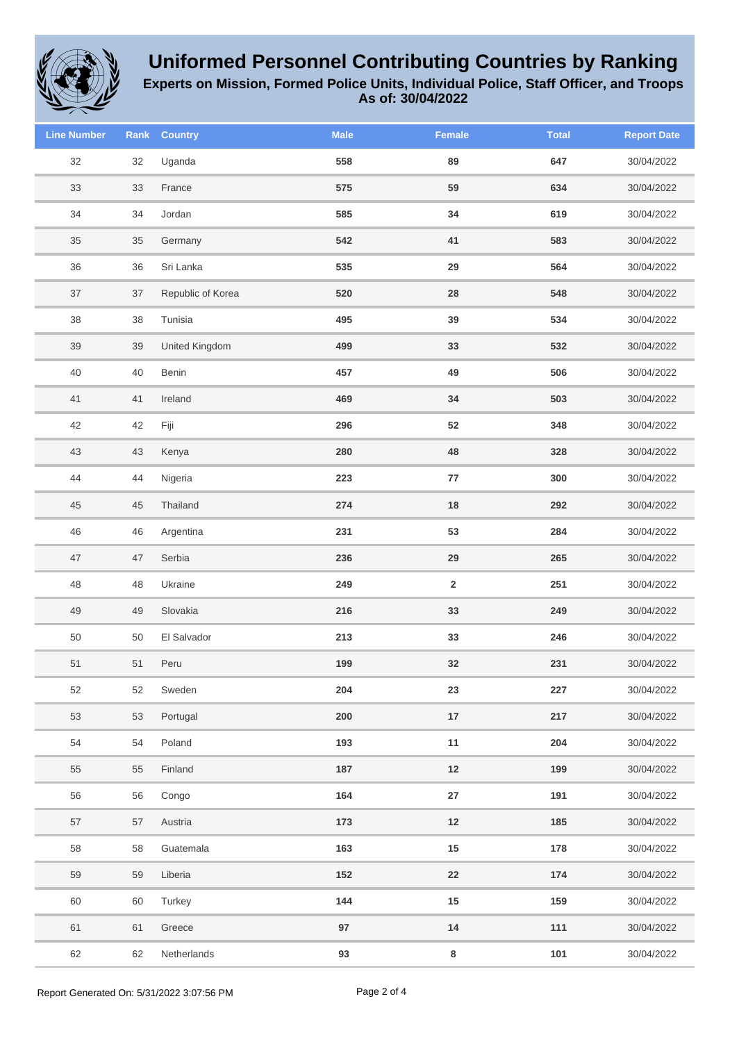# Uniformed Personnel Contributing Countries by Ranking

**Experts on Mission, Formed Police Units, Individual Police, Staff Officer, and Troops**
**As of: 30/04/2022**

| Line Number | Rank | Country | Male | Female | Total | Report Date |
|---|---|---|---|---|---|---|
| 32 | 32 | Uganda | 558 | 89 | 647 | 30/04/2022 |
| 33 | 33 | France | 575 | 59 | 634 | 30/04/2022 |
| 34 | 34 | Jordan | 585 | 34 | 619 | 30/04/2022 |
| 35 | 35 | Germany | 542 | 41 | 583 | 30/04/2022 |
| 36 | 36 | Sri Lanka | 535 | 29 | 564 | 30/04/2022 |
| 37 | 37 | Republic of Korea | 520 | 28 | 548 | 30/04/2022 |
| 38 | 38 | Tunisia | 495 | 39 | 534 | 30/04/2022 |
| 39 | 39 | United Kingdom | 499 | 33 | 532 | 30/04/2022 |
| 40 | 40 | Benin | 457 | 49 | 506 | 30/04/2022 |
| 41 | 41 | Ireland | 469 | 34 | 503 | 30/04/2022 |
| 42 | 42 | Fiji | 296 | 52 | 348 | 30/04/2022 |
| 43 | 43 | Kenya | 280 | 48 | 328 | 30/04/2022 |
| 44 | 44 | Nigeria | 223 | 77 | 300 | 30/04/2022 |
| 45 | 45 | Thailand | 274 | 18 | 292 | 30/04/2022 |
| 46 | 46 | Argentina | 231 | 53 | 284 | 30/04/2022 |
| 47 | 47 | Serbia | 236 | 29 | 265 | 30/04/2022 |
| 48 | 48 | Ukraine | 249 | 2 | 251 | 30/04/2022 |
| 49 | 49 | Slovakia | 216 | 33 | 249 | 30/04/2022 |
| 50 | 50 | El Salvador | 213 | 33 | 246 | 30/04/2022 |
| 51 | 51 | Peru | 199 | 32 | 231 | 30/04/2022 |
| 52 | 52 | Sweden | 204 | 23 | 227 | 30/04/2022 |
| 53 | 53 | Portugal | 200 | 17 | 217 | 30/04/2022 |
| 54 | 54 | Poland | 193 | 11 | 204 | 30/04/2022 |
| 55 | 55 | Finland | 187 | 12 | 199 | 30/04/2022 |
| 56 | 56 | Congo | 164 | 27 | 191 | 30/04/2022 |
| 57 | 57 | Austria | 173 | 12 | 185 | 30/04/2022 |
| 58 | 58 | Guatemala | 163 | 15 | 178 | 30/04/2022 |
| 59 | 59 | Liberia | 152 | 22 | 174 | 30/04/2022 |
| 60 | 60 | Turkey | 144 | 15 | 159 | 30/04/2022 |
| 61 | 61 | Greece | 97 | 14 | 111 | 30/04/2022 |
| 62 | 62 | Netherlands | 93 | 8 | 101 | 30/04/2022 |

Report Generated On: 5/31/2022 3:07:56 PM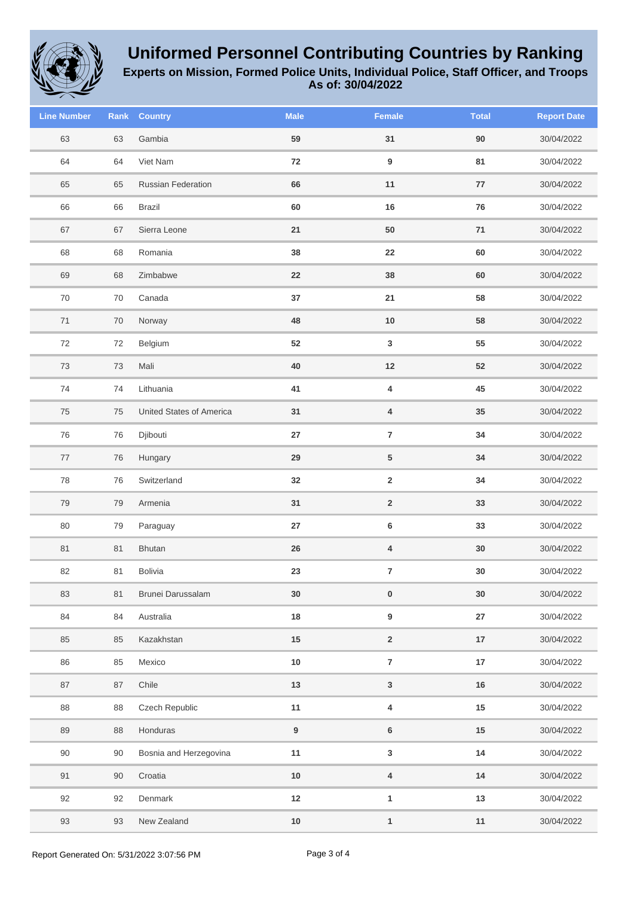# Uniformed Personnel Contributing Countries by Ranking

## Experts on Mission, Formed Police Units, Individual Police, Staff Officer, and Troops

**As of: 30/04/2022**

| Line Number | Rank | Country | Male | Female | Total | Report Date |
|---|---|---|---|---|---|---|
| 63 | 63 | Gambia | 59 | 31 | 90 | 30/04/2022 |
| 64 | 64 | Viet Nam | 72 | 9 | 81 | 30/04/2022 |
| 65 | 65 | Russian Federation | 66 | 11 | 77 | 30/04/2022 |
| 66 | 66 | Brazil | 60 | 16 | 76 | 30/04/2022 |
| 67 | 67 | Sierra Leone | 21 | 50 | 71 | 30/04/2022 |
| 68 | 68 | Romania | 38 | 22 | 60 | 30/04/2022 |
| 69 | 68 | Zimbabwe | 22 | 38 | 60 | 30/04/2022 |
| 70 | 70 | Canada | 37 | 21 | 58 | 30/04/2022 |
| 71 | 70 | Norway | 48 | 10 | 58 | 30/04/2022 |
| 72 | 72 | Belgium | 52 | 3 | 55 | 30/04/2022 |
| 73 | 73 | Mali | 40 | 12 | 52 | 30/04/2022 |
| 74 | 74 | Lithuania | 41 | 4 | 45 | 30/04/2022 |
| 75 | 75 | United States of America | 31 | 4 | 35 | 30/04/2022 |
| 76 | 76 | Djibouti | 27 | 7 | 34 | 30/04/2022 |
| 77 | 76 | Hungary | 29 | 5 | 34 | 30/04/2022 |
| 78 | 76 | Switzerland | 32 | 2 | 34 | 30/04/2022 |
| 79 | 79 | Armenia | 31 | 2 | 33 | 30/04/2022 |
| 80 | 79 | Paraguay | 27 | 6 | 33 | 30/04/2022 |
| 81 | 81 | Bhutan | 26 | 4 | 30 | 30/04/2022 |
| 82 | 81 | Bolivia | 23 | 7 | 30 | 30/04/2022 |
| 83 | 81 | Brunei Darussalam | 30 | 0 | 30 | 30/04/2022 |
| 84 | 84 | Australia | 18 | 9 | 27 | 30/04/2022 |
| 85 | 85 | Kazakhstan | 15 | 2 | 17 | 30/04/2022 |
| 86 | 85 | Mexico | 10 | 7 | 17 | 30/04/2022 |
| 87 | 87 | Chile | 13 | 3 | 16 | 30/04/2022 |
| 88 | 88 | Czech Republic | 11 | 4 | 15 | 30/04/2022 |
| 89 | 88 | Honduras | 9 | 6 | 15 | 30/04/2022 |
| 90 | 90 | Bosnia and Herzegovina | 11 | 3 | 14 | 30/04/2022 |
| 91 | 90 | Croatia | 10 | 4 | 14 | 30/04/2022 |
| 92 | 92 | Denmark | 12 | 1 | 13 | 30/04/2022 |
| 93 | 93 | New Zealand | 10 | 1 | 11 | 30/04/2022 |

Report Generated On: 5/31/2022 3:07:56 PM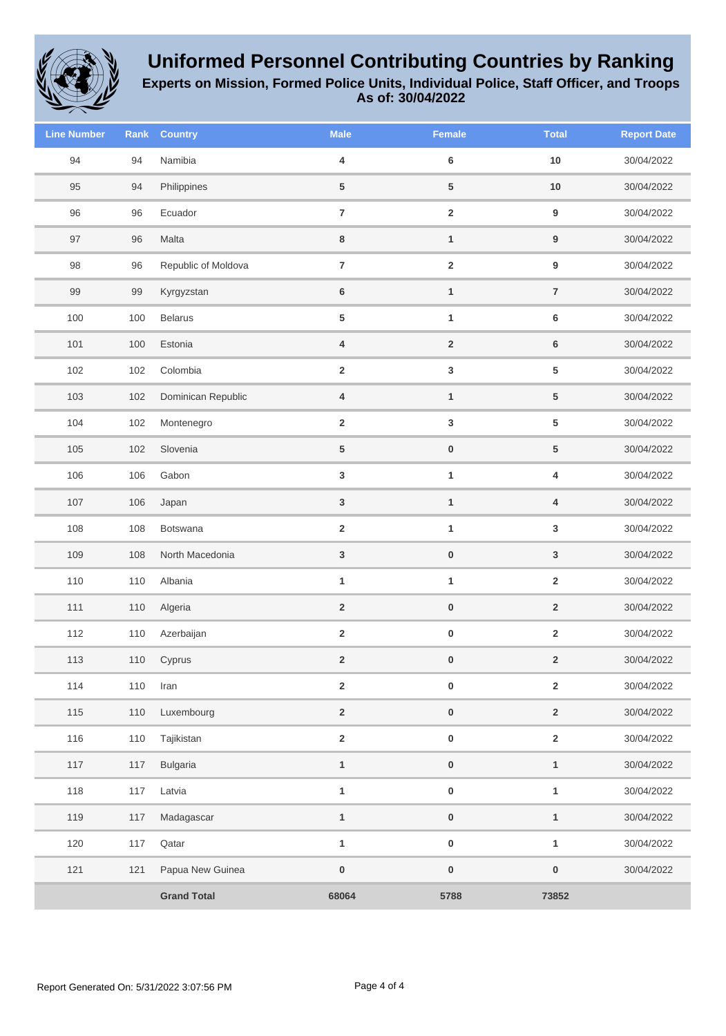# Uniformed Personnel Contributing Countries by Ranking

**Experts on Mission, Formed Police Units, Individual Police, Staff Officer, and Troops**
**As of: 30/04/2022**

| Line Number | Rank | Country | Male | Female | Total | Report Date |
|---|---|---|---|---|---|---|
| 94 | 94 | Namibia | 4 | 6 | 10 | 30/04/2022 |
| 95 | 94 | Philippines | 5 | 5 | 10 | 30/04/2022 |
| 96 | 96 | Ecuador | 7 | 2 | 9 | 30/04/2022 |
| 97 | 96 | Malta | 8 | 1 | 9 | 30/04/2022 |
| 98 | 96 | Republic of Moldova | 7 | 2 | 9 | 30/04/2022 |
| 99 | 99 | Kyrgyzstan | 6 | 1 | 7 | 30/04/2022 |
| 100 | 100 | Belarus | 5 | 1 | 6 | 30/04/2022 |
| 101 | 100 | Estonia | 4 | 2 | 6 | 30/04/2022 |
| 102 | 102 | Colombia | 2 | 3 | 5 | 30/04/2022 |
| 103 | 102 | Dominican Republic | 4 | 1 | 5 | 30/04/2022 |
| 104 | 102 | Montenegro | 2 | 3 | 5 | 30/04/2022 |
| 105 | 102 | Slovenia | 5 | 0 | 5 | 30/04/2022 |
| 106 | 106 | Gabon | 3 | 1 | 4 | 30/04/2022 |
| 107 | 106 | Japan | 3 | 1 | 4 | 30/04/2022 |
| 108 | 108 | Botswana | 2 | 1 | 3 | 30/04/2022 |
| 109 | 108 | North Macedonia | 3 | 0 | 3 | 30/04/2022 |
| 110 | 110 | Albania | 1 | 1 | 2 | 30/04/2022 |
| 111 | 110 | Algeria | 2 | 0 | 2 | 30/04/2022 |
| 112 | 110 | Azerbaijan | 2 | 0 | 2 | 30/04/2022 |
| 113 | 110 | Cyprus | 2 | 0 | 2 | 30/04/2022 |
| 114 | 110 | Iran | 2 | 0 | 2 | 30/04/2022 |
| 115 | 110 | Luxembourg | 2 | 0 | 2 | 30/04/2022 |
| 116 | 110 | Tajikistan | 2 | 0 | 2 | 30/04/2022 |
| 117 | 117 | Bulgaria | 1 | 0 | 1 | 30/04/2022 |
| 118 | 117 | Latvia | 1 | 0 | 1 | 30/04/2022 |
| 119 | 117 | Madagascar | 1 | 0 | 1 | 30/04/2022 |
| 120 | 117 | Qatar | 1 | 0 | 1 | 30/04/2022 |
| 121 | 121 | Papua New Guinea | 0 | 0 | 0 | 30/04/2022 |
| | | **Grand Total** | **68064** | **5788** | **73852** | |

Report Generated On: 5/31/2022 3:07:56 PM